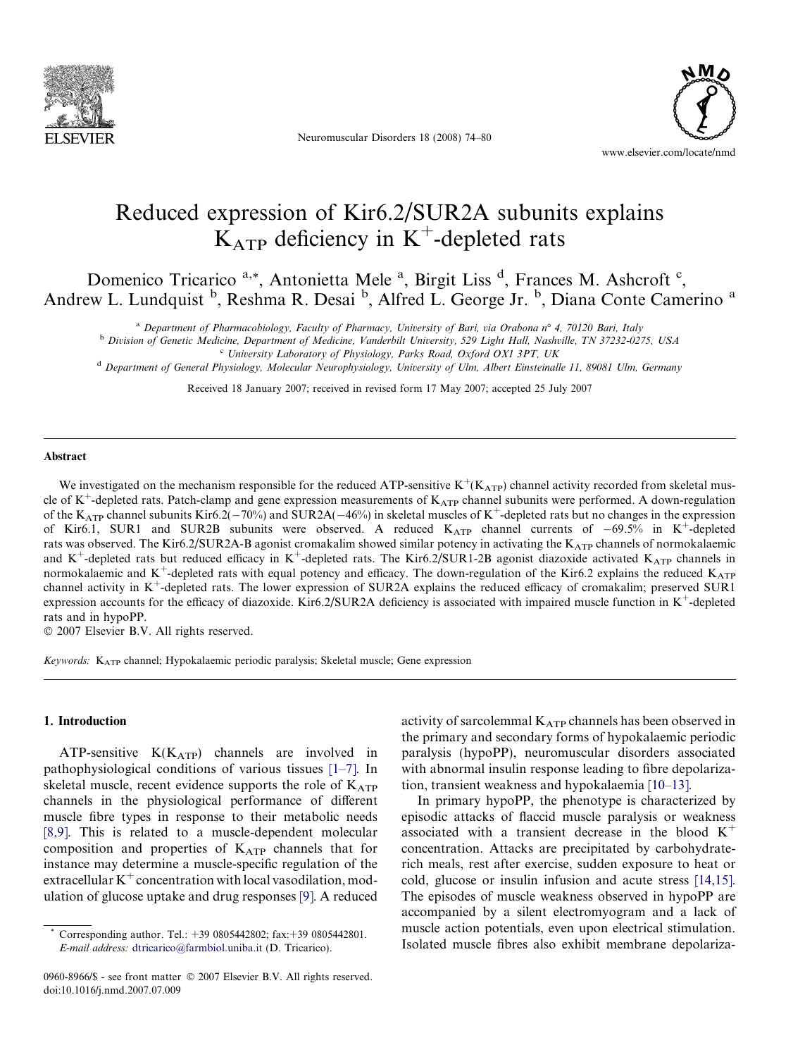# Reduced expression of Kir6.2/SUR2A subunits explains $K_{ATP}$ deficiency in $K^+$-depleted rats

Domenico Tricarico [a,*], Antonietta Mele [a], Birgit Liss [d], Frances M. Ashcroft [c], Andrew L. Lundquist [b], Reshma R. Desai [b], Alfred L. George Jr. [b], Diana Conte Camerino [a]

[a] Department of Pharmacobiology, Faculty of Pharmacy, University of Bari, via Orabona n° 4, 70120 Bari, Italy

[b] Division of Genetic Medicine, Department of Medicine, Vanderbilt University, 529 Light Hall, Nashville, TN 37232-0275, USA

[c] University Laboratory of Physiology, Parks Road, Oxford OX1 3PT, UK

[d] Department of General Physiology, Molecular Neurophysiology, University of Ulm, Albert Einsteinalle 11, 89081 Ulm, Germany

Received 18 January 2007; received in revised form 17 May 2007; accepted 25 July 2007

## Abstract

We investigated on the mechanism responsible for the reduced ATP-sensitive $K^+$($K_{ATP}$) channel activity recorded from skeletal muscle of $K^+$-depleted rats. Patch-clamp and gene expression measurements of $K_{ATP}$ channel subunits were performed. A down-regulation of the $K_{ATP}$ channel subunits Kir6.2(−70%) and SUR2A(−46%) in skeletal muscles of $K^+$-depleted rats but no changes in the expression of Kir6.1, SUR1 and SUR2B subunits were observed. A reduced $K_{ATP}$ channel currents of −69.5% in $K^+$-depleted rats was observed. The Kir6.2/SUR2A-B agonist cromakalim showed similar potency in activating the $K_{ATP}$ channels of normokalaemic and $K^+$-depleted rats but reduced efficacy in $K^+$-depleted rats. The Kir6.2/SUR1-2B agonist diazoxide activated $K_{ATP}$ channels in normokalaemic and $K^+$-depleted rats with equal potency and efficacy. The down-regulation of the Kir6.2 explains the reduced $K_{ATP}$ channel activity in $K^+$-depleted rats. The lower expression of SUR2A explains the reduced efficacy of cromakalim; preserved SUR1 expression accounts for the efficacy of diazoxide. Kir6.2/SUR2A deficiency is associated with impaired muscle function in $K^+$-depleted rats and in hypoPP.

© 2007 Elsevier B.V. All rights reserved.

*Keywords:* $K_{ATP}$ channel; Hypokalaemic periodic paralysis; Skeletal muscle; Gene expression

## 1. Introduction

ATP-sensitive K($K_{ATP}$) channels are involved in pathophysiological conditions of various tissues [1–7]. In skeletal muscle, recent evidence supports the role of $K_{ATP}$ channels in the physiological performance of different muscle fibre types in response to their metabolic needs [8,9]. This is related to a muscle-dependent molecular composition and properties of $K_{ATP}$ channels that for instance may determine a muscle-specific regulation of the extracellular $K^+$ concentration with local vasodilation, modulation of glucose uptake and drug responses [9]. A reduced activity of sarcolemmal $K_{ATP}$ channels has been observed in the primary and secondary forms of hypokalaemic periodic paralysis (hypoPP), neuromuscular disorders associated with abnormal insulin response leading to fibre depolarization, transient weakness and hypokalaemia [10–13].

In primary hypoPP, the phenotype is characterized by episodic attacks of flaccid muscle paralysis or weakness associated with a transient decrease in the blood $K^+$ concentration. Attacks are precipitated by carbohydrate-rich meals, rest after exercise, sudden exposure to heat or cold, glucose or insulin infusion and acute stress [14,15]. The episodes of muscle weakness observed in hypoPP are accompanied by a silent electromyogram and a lack of muscle action potentials, even upon electrical stimulation. Isolated muscle fibres also exhibit membrane depolariza-

* Corresponding author. Tel.: +39 0805442802; fax:+39 0805442801. *E-mail address:* dtricarico@farmbiol.uniba.it (D. Tricarico).

0960-8966/$ - see front matter © 2007 Elsevier B.V. All rights reserved.
doi:10.1016/j.nmd.2007.07.009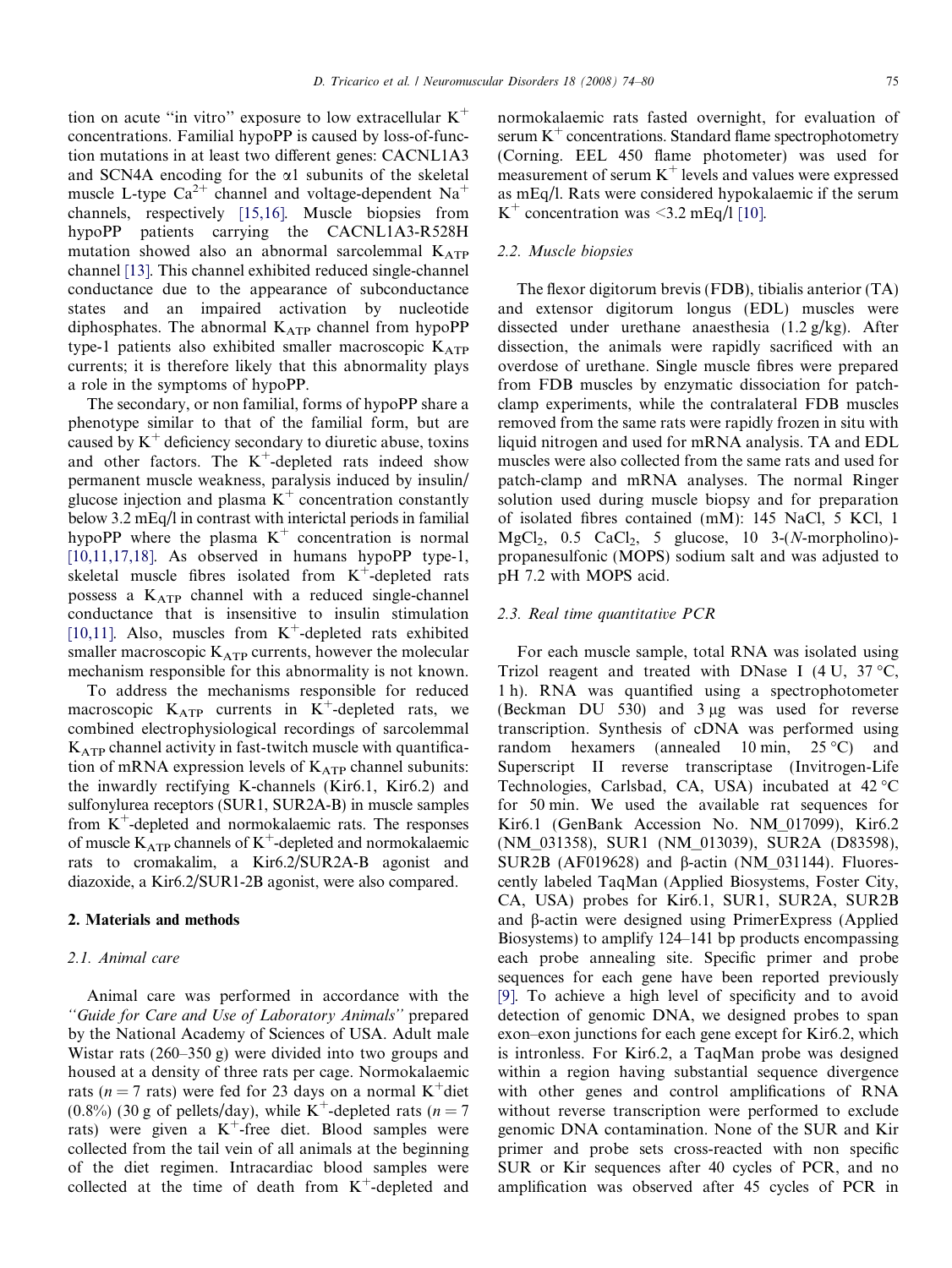tion on acute "in vitro" exposure to low extracellular $K^+$ concentrations. Familial hypoPP is caused by loss-of-function mutations in at least two different genes: CACNL1A3 and SCN4A encoding for the α1 subunits of the skeletal muscle L-type $Ca^{2+}$ channel and voltage-dependent $Na^+$ channels, respectively [15,16]. Muscle biopsies from hypoPP patients carrying the CACNL1A3-R528H mutation showed also an abnormal sarcolemmal $K_{ATP}$ channel [13]. This channel exhibited reduced single-channel conductance due to the appearance of subconductance states and an impaired activation by nucleotide diphosphates. The abnormal $K_{ATP}$ channel from hypoPP type-1 patients also exhibited smaller macroscopic $K_{ATP}$ currents; it is therefore likely that this abnormality plays a role in the symptoms of hypoPP.

The secondary, or non familial, forms of hypoPP share a phenotype similar to that of the familial form, but are caused by $K^+$ deficiency secondary to diuretic abuse, toxins and other factors. The $K^+$-depleted rats indeed show permanent muscle weakness, paralysis induced by insulin/glucose injection and plasma $K^+$ concentration constantly below 3.2 mEq/l in contrast with interictal periods in familial hypoPP where the plasma $K^+$ concentration is normal [10,11,17,18]. As observed in humans hypoPP type-1, skeletal muscle fibres isolated from $K^+$-depleted rats possess a $K_{ATP}$ channel with a reduced single-channel conductance that is insensitive to insulin stimulation [10,11]. Also, muscles from $K^+$-depleted rats exhibited smaller macroscopic $K_{ATP}$ currents, however the molecular mechanism responsible for this abnormality is not known.

To address the mechanisms responsible for reduced macroscopic $K_{ATP}$ currents in $K^+$-depleted rats, we combined electrophysiological recordings of sarcolemmal $K_{ATP}$ channel activity in fast-twitch muscle with quantification of mRNA expression levels of $K_{ATP}$ channel subunits: the inwardly rectifying K-channels (Kir6.1, Kir6.2) and sulfonylurea receptors (SUR1, SUR2A-B) in muscle samples from $K^+$-depleted and normokalaemic rats. The responses of muscle $K_{ATP}$ channels of $K^+$-depleted and normokalaemic rats to cromakalim, a Kir6.2/SUR2A-B agonist and diazoxide, a Kir6.2/SUR1-2B agonist, were also compared.

## 2. Materials and methods

### 2.1. Animal care

Animal care was performed in accordance with the *"Guide for Care and Use of Laboratory Animals"* prepared by the National Academy of Sciences of USA. Adult male Wistar rats (260–350 g) were divided into two groups and housed at a density of three rats per cage. Normokalaemic rats ($n = 7$ rats) were fed for 23 days on a normal $K^+$diet (0.8%) (30 g of pellets/day), while $K^+$-depleted rats ($n = 7$ rats) were given a $K^+$-free diet. Blood samples were collected from the tail vein of all animals at the beginning of the diet regimen. Intracardiac blood samples were collected at the time of death from $K^+$-depleted and normokalaemic rats fasted overnight, for evaluation of serum $K^+$ concentrations. Standard flame spectrophotometry (Corning. EEL 450 flame photometer) was used for measurement of serum $K^+$ levels and values were expressed as mEq/l. Rats were considered hypokalaemic if the serum $K^+$ concentration was <3.2 mEq/l [10].

### 2.2. Muscle biopsies

The flexor digitorum brevis (FDB), tibialis anterior (TA) and extensor digitorum longus (EDL) muscles were dissected under urethane anaesthesia (1.2 g/kg). After dissection, the animals were rapidly sacrificed with an overdose of urethane. Single muscle fibres were prepared from FDB muscles by enzymatic dissociation for patch-clamp experiments, while the contralateral FDB muscles removed from the same rats were rapidly frozen in situ with liquid nitrogen and used for mRNA analysis. TA and EDL muscles were also collected from the same rats and used for patch-clamp and mRNA analyses. The normal Ringer solution used during muscle biopsy and for preparation of isolated fibres contained (mM): 145 NaCl, 5 KCl, 1 $MgCl_2$, 0.5 $CaCl_2$, 5 glucose, 10 3-(*N*-morpholino)-propanesulfonic (MOPS) sodium salt and was adjusted to pH 7.2 with MOPS acid.

### 2.3. Real time quantitative PCR

For each muscle sample, total RNA was isolated using Trizol reagent and treated with DNase I (4 U, 37 °C, 1 h). RNA was quantified using a spectrophotometer (Beckman DU 530) and 3 μg was used for reverse transcription. Synthesis of cDNA was performed using random hexamers (annealed 10 min, 25 °C) and Superscript II reverse transcriptase (Invitrogen-Life Technologies, Carlsbad, CA, USA) incubated at 42 °C for 50 min. We used the available rat sequences for Kir6.1 (GenBank Accession No. NM_017099), Kir6.2 (NM_031358), SUR1 (NM_013039), SUR2A (D83598), SUR2B (AF019628) and β-actin (NM_031144). Fluorescently labeled TaqMan (Applied Biosystems, Foster City, CA, USA) probes for Kir6.1, SUR1, SUR2A, SUR2B and β-actin were designed using PrimerExpress (Applied Biosystems) to amplify 124–141 bp products encompassing each probe annealing site. Specific primer and probe sequences for each gene have been reported previously [9]. To achieve a high level of specificity and to avoid detection of genomic DNA, we designed probes to span exon–exon junctions for each gene except for Kir6.2, which is intronless. For Kir6.2, a TaqMan probe was designed within a region having substantial sequence divergence with other genes and control amplifications of RNA without reverse transcription were performed to exclude genomic DNA contamination. None of the SUR and Kir primer and probe sets cross-reacted with non specific SUR or Kir sequences after 40 cycles of PCR, and no amplification was observed after 45 cycles of PCR in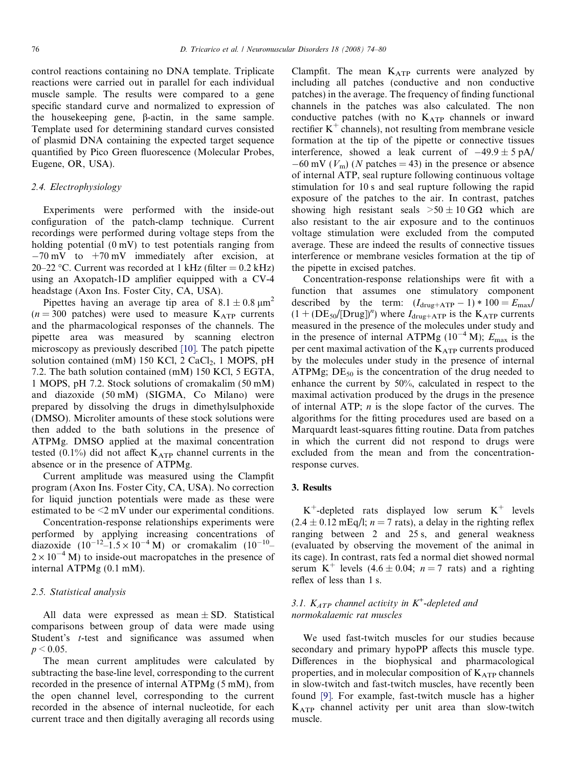control reactions containing no DNA template. Triplicate reactions were carried out in parallel for each individual muscle sample. The results were compared to a gene specific standard curve and normalized to expression of the housekeeping gene, β-actin, in the same sample. Template used for determining standard curves consisted of plasmid DNA containing the expected target sequence quantified by Pico Green fluorescence (Molecular Probes, Eugene, OR, USA).

### 2.4. Electrophysiology

Experiments were performed with the inside-out configuration of the patch-clamp technique. Current recordings were performed during voltage steps from the holding potential (0 mV) to test potentials ranging from −70 mV to +70 mV immediately after excision, at 20–22 °C. Current was recorded at 1 kHz (filter = 0.2 kHz) using an Axopatch-1D amplifier equipped with a CV-4 headstage (Axon Ins. Foster City, CA, USA).

Pipettes having an average tip area of $8.1 \pm 0.8\ \mu m^2$ ($n = 300$ patches) were used to measure $K_{ATP}$ currents and the pharmacological responses of the channels. The pipette area was measured by scanning electron microscopy as previously described [10]. The patch pipette solution contained (mM) 150 KCl, 2 $CaCl_2$, 1 MOPS, pH 7.2. The bath solution contained (mM) 150 KCl, 5 EGTA, 1 MOPS, pH 7.2. Stock solutions of cromakalim (50 mM) and diazoxide (50 mM) (SIGMA, Co Milano) were prepared by dissolving the drugs in dimethylsulphoxide (DMSO). Microliter amounts of these stock solutions were then added to the bath solutions in the presence of ATPMg. DMSO applied at the maximal concentration tested (0.1%) did not affect $K_{ATP}$ channel currents in the absence or in the presence of ATPMg.

Current amplitude was measured using the Clampfit program (Axon Ins. Foster City, CA, USA). No correction for liquid junction potentials were made as these were estimated to be <2 mV under our experimental conditions.

Concentration-response relationships experiments were performed by applying increasing concentrations of diazoxide ($10^{-12}$–$1.5 \times 10^{-4}$ M) or cromakalim ($10^{-10}$–$2 \times 10^{-4}$ M) to inside-out macropatches in the presence of internal ATPMg (0.1 mM).

### 2.5. Statistical analysis

All data were expressed as mean ± SD. Statistical comparisons between group of data were made using Student's *t*-test and significance was assumed when $p < 0.05$.

The mean current amplitudes were calculated by subtracting the base-line level, corresponding to the current recorded in the presence of internal ATPMg (5 mM), from the open channel level, corresponding to the current recorded in the absence of internal nucleotide, for each current trace and then digitally averaging all records using Clampfit. The mean $K_{ATP}$ currents were analyzed by including all patches (conductive and non conductive patches) in the average. The frequency of finding functional channels in the patches was also calculated. The non conductive patches (with no $K_{ATP}$ channels or inward rectifier $K^+$ channels), not resulting from membrane vesicle formation at the tip of the pipette or connective tissues interference, showed a leak current of $-49.9 \pm 5$ pA/$-60$ mV ($V_m$) ($N$ patches = 43) in the presence or absence of internal ATP, seal rupture following continuous voltage stimulation for 10 s and seal rupture following the rapid exposure of the patches to the air. In contrast, patches showing high resistant seals $>50 \pm 10$ GΩ which are also resistant to the air exposure and to the continuos voltage stimulation were excluded from the computed average. These are indeed the results of connective tissues interference or membrane vesicles formation at the tip of the pipette in excised patches.

Concentration-response relationships were fit with a function that assumes one stimulatory component described by the term: $(I_{drug+ATP} - 1) * 100 = E_{max}/(1 + (DE_{50}/[Drug])^n)$ where $I_{drug+ATP}$ is the $K_{ATP}$ currents measured in the presence of the molecules under study and in the presence of internal ATPMg ($10^{-4}$ M); $E_{max}$ is the per cent maximal activation of the $K_{ATP}$ currents produced by the molecules under study in the presence of internal ATPMg; $DE_{50}$ is the concentration of the drug needed to enhance the current by 50%, calculated in respect to the maximal activation produced by the drugs in the presence of internal ATP; $n$ is the slope factor of the curves. The algorithms for the fitting procedures used are based on a Marquardt least-squares fitting routine. Data from patches in which the current did not respond to drugs were excluded from the mean and from the concentration-response curves.

## 3. Results

$K^+$-depleted rats displayed low serum $K^+$ levels ($2.4 \pm 0.12$ mEq/l; $n = 7$ rats), a delay in the righting reflex ranging between 2 and 25 s, and general weakness (evaluated by observing the movement of the animal in its cage). In contrast, rats fed a normal diet showed normal serum $K^+$ levels ($4.6 \pm 0.04$; $n = 7$ rats) and a righting reflex of less than 1 s.

### 3.1. $K_{ATP}$ channel activity in $K^+$-depleted and normokalaemic rat muscles

We used fast-twitch muscles for our studies because secondary and primary hypoPP affects this muscle type. Differences in the biophysical and pharmacological properties, and in molecular composition of $K_{ATP}$ channels in slow-twitch and fast-twitch muscles, have recently been found [9]. For example, fast-twitch muscle has a higher $K_{ATP}$ channel activity per unit area than slow-twitch muscle.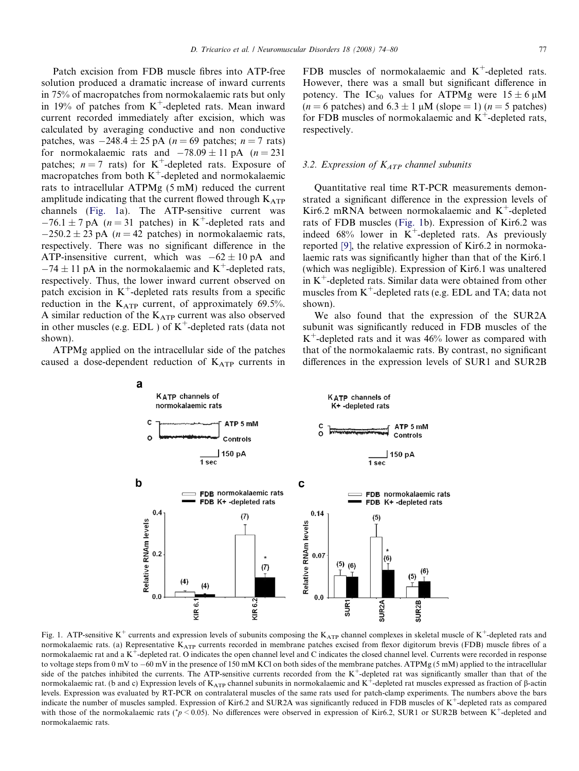Patch excision from FDB muscle fibres into ATP-free solution produced a dramatic increase of inward currents in 75% of macropatches from normokalaemic rats but only in 19% of patches from $K^+$-depleted rats. Mean inward current recorded immediately after excision, which was calculated by averaging conductive and non conductive patches, was $-248.4 \pm 25$ pA ($n = 69$ patches; $n = 7$ rats) for normokalaemic rats and $-78.09 \pm 11$ pA ($n = 231$ patches; $n = 7$ rats) for $K^+$-depleted rats. Exposure of macropatches from both $K^+$-depleted and normokalaemic rats to intracellular ATPMg (5 mM) reduced the current amplitude indicating that the current flowed through $K_{ATP}$ channels (Fig. 1a). The ATP-sensitive current was $-76.1 \pm 7$ pA ($n = 31$ patches) in $K^+$-depleted rats and $-250.2 \pm 23$ pA ($n = 42$ patches) in normokalaemic rats, respectively. There was no significant difference in the ATP-insensitive current, which was $-62 \pm 10$ pA and $-74 \pm 11$ pA in the normokalaemic and $K^+$-depleted rats, respectively. Thus, the lower inward current observed on patch excision in $K^+$-depleted rats results from a specific reduction in the $K_{ATP}$ current, of approximately 69.5%. A similar reduction of the $K_{ATP}$ current was also observed in other muscles (e.g. EDL ) of $K^+$-depleted rats (data not shown).

ATPMg applied on the intracellular side of the patches caused a dose-dependent reduction of $K_{ATP}$ currents in FDB muscles of normokalaemic and $K^+$-depleted rats. However, there was a small but significant difference in potency. The $IC_{50}$ values for ATPMg were $15 \pm 6$ μM ($n = 6$ patches) and $6.3 \pm 1$ μM (slope = 1) ($n = 5$ patches) for FDB muscles of normokalaemic and $K^+$-depleted rats, respectively.

### 3.2. Expression of $K_{ATP}$ channel subunits

Quantitative real time RT-PCR measurements demonstrated a significant difference in the expression levels of Kir6.2 mRNA between normokalaemic and $K^+$-depleted rats of FDB muscles (Fig. 1b). Expression of Kir6.2 was indeed 68% lower in $K^+$-depleted rats. As previously reported [9], the relative expression of Kir6.2 in normokalaemic rats was significantly higher than that of the Kir6.1 (which was negligible). Expression of Kir6.1 was unaltered in $K^+$-depleted rats. Similar data were obtained from other muscles from $K^+$-depleted rats (e.g. EDL and TA; data not shown).

We also found that the expression of the SUR2A subunit was significantly reduced in FDB muscles of the $K^+$-depleted rats and it was 46% lower as compared with that of the normokalaemic rats. By contrast, no significant differences in the expression levels of SUR1 and SUR2B

a

KATP channels of normokalaemic rats

C
O
ATP 5 mM
Controls
150 pA
1 sec

KATP channels of K+ -depleted rats

C
O
ATP 5 mM
Controls
150 pA
1 sec

b

FDB normokalaemic rats
FDB K+ -depleted rats

Relative RNAm levels
0.4
0.2
0.0
(4) (4) (7) (7) *
KIR 6.1
KIR 6.2

c

FDB normokalaemic rats
FDB K+ -depleted rats

Relative RNAm levels
0.14
0.07
0.0
(5) (6) (5) (6) * (5) (6)
SUR1
SUR2A
SUR2B

Fig. 1. ATP-sensitive $K^+$ currents and expression levels of subunits composing the $K_{ATP}$ channel complexes in skeletal muscle of $K^+$-depleted rats and normokalaemic rats. (a) Representative $K_{ATP}$ currents recorded in membrane patches excised from flexor digitorum brevis (FDB) muscle fibres of a normokalaemic rat and a $K^+$-depleted rat. O indicates the open channel level and C indicates the closed channel level. Currents were recorded in response to voltage steps from 0 mV to −60 mV in the presence of 150 mM KCl on both sides of the membrane patches. ATPMg (5 mM) applied to the intracellular side of the patches inhibited the currents. The ATP-sensitive currents recorded from the $K^+$-depleted rat was significantly smaller than that of the normokalaemic rat. (b and c) Expression levels of $K_{ATP}$ channel subunits in normokalaemic and $K^+$-depleted rat muscles expressed as fraction of β-actin levels. Expression was evaluated by RT-PCR on contralateral muscles of the same rats used for patch-clamp experiments. The numbers above the bars indicate the number of muscles sampled. Expression of Kir6.2 and SUR2A was significantly reduced in FDB muscles of $K^+$-depleted rats as compared with those of the normokalaemic rats (*$p < 0.05$). No differences were observed in expression of Kir6.2, SUR1 or SUR2B between $K^+$-depleted and normokalaemic rats.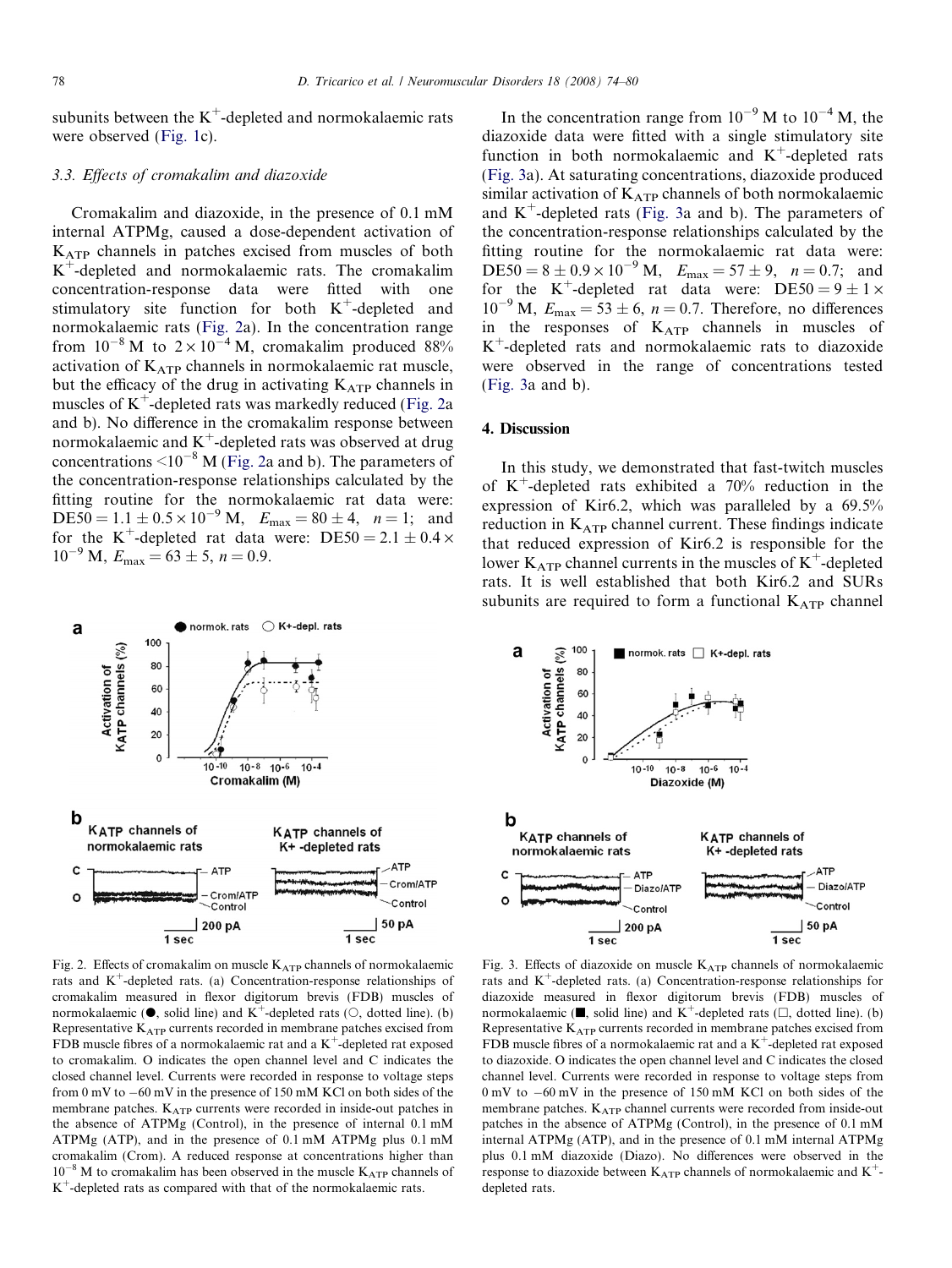subunits between the $K^+$-depleted and normokalaemic rats were observed (Fig. 1c).

### 3.3. Effects of cromakalim and diazoxide

Cromakalim and diazoxide, in the presence of 0.1 mM internal ATPMg, caused a dose-dependent activation of $K_{ATP}$ channels in patches excised from muscles of both $K^+$-depleted and normokalaemic rats. The cromakalim concentration-response data were fitted with one stimulatory site function for both $K^+$-depleted and normokalaemic rats (Fig. 2a). In the concentration range from $10^{-8}$ M to $2 \times 10^{-4}$ M, cromakalim produced 88% activation of $K_{ATP}$ channels in normokalaemic rat muscle, but the efficacy of the drug in activating $K_{ATP}$ channels in muscles of $K^+$-depleted rats was markedly reduced (Fig. 2a and b). No difference in the cromakalim response between normokalaemic and $K^+$-depleted rats was observed at drug concentrations $<10^{-8}$ M (Fig. 2a and b). The parameters of the concentration-response relationships calculated by the fitting routine for the normokalaemic rat data were: $DE50 = 1.1 \pm 0.5 \times 10^{-9}$ M, $E_{max} = 80 \pm 4$, $n = 1$; and for the $K^+$-depleted rat data were: $DE50 = 2.1 \pm 0.4 \times 10^{-9}$ M, $E_{max} = 63 \pm 5$, $n = 0.9$.

In the concentration range from $10^{-9}$ M to $10^{-4}$ M, the diazoxide data were fitted with a single stimulatory site function in both normokalaemic and $K^+$-depleted rats (Fig. 3a). At saturating concentrations, diazoxide produced similar activation of $K_{ATP}$ channels of both normokalaemic and $K^+$-depleted rats (Fig. 3a and b). The parameters of the concentration-response relationships calculated by the fitting routine for the normokalaemic rat data were: $DE50 = 8 \pm 0.9 \times 10^{-9}$ M, $E_{max} = 57 \pm 9$, $n = 0.7$; and for the $K^+$-depleted rat data were: $DE50 = 9 \pm 1 \times 10^{-9}$ M, $E_{max} = 53 \pm 6$, $n = 0.7$. Therefore, no differences in the responses of $K_{ATP}$ channels in muscles of $K^+$-depleted rats and normokalaemic rats to diazoxide were observed in the range of concentrations tested (Fig. 3a and b).

## 4. Discussion

In this study, we demonstrated that fast-twitch muscles of $K^+$-depleted rats exhibited a 70% reduction in the expression of Kir6.2, which was paralleled by a 69.5% reduction in $K_{ATP}$ channel current. These findings indicate that reduced expression of Kir6.2 is responsible for the lower $K_{ATP}$ channel currents in the muscles of $K^+$-depleted rats. It is well established that both Kir6.2 and SURs subunits are required to form a functional $K_{ATP}$ channel

a
● normok. rats ○ K+-depl. rats
Activation of KATP channels (%)
100
80
60
40
20
0
10-10 10-8 10-6 10-4
Cromakalim (M)

b
KATP channels of normokalaemic rats
KATP channels of K+ -depleted rats
C
O
ATP
Crom/ATP
Control
200 pA
1 sec
50 pA
1 sec

Fig. 2. Effects of cromakalim on muscle $K_{ATP}$ channels of normokalaemic rats and $K^+$-depleted rats. (a) Concentration-response relationships of cromakalim measured in flexor digitorum brevis (FDB) muscles of normokalaemic (●, solid line) and $K^+$-depleted rats (○, dotted line). (b) Representative $K_{ATP}$ currents recorded in membrane patches excised from FDB muscle fibres of a normokalaemic rat and a $K^+$-depleted rat exposed to cromakalim. O indicates the open channel level and C indicates the closed channel level. Currents were recorded in response to voltage steps from 0 mV to −60 mV in the presence of 150 mM KCl on both sides of the membrane patches. $K_{ATP}$ currents were recorded in inside-out patches in the absence of ATPMg (Control), in the presence of internal 0.1 mM ATPMg (ATP), and in the presence of 0.1 mM ATPMg plus 0.1 mM cromakalim (Crom). A reduced response at concentrations higher than $10^{-8}$ M to cromakalim has been observed in the muscle $K_{ATP}$ channels of $K^+$-depleted rats as compared with that of the normokalaemic rats.

a
■ normok. rats □ K+-depl. rats
Activation of KATP channels (%)
100
80
60
40
20
0
10-10 10-8 10-6 10-4
Diazoxide (M)

b
KATP channels of normokalaemic rats
KATP channels of K+ -depleted rats
C
O
ATP
Diazo/ATP
Control
200 pA
1 sec
50 pA
1 sec

Fig. 3. Effects of diazoxide on muscle $K_{ATP}$ channels of normokalaemic rats and $K^+$-depleted rats. (a) Concentration-response relationships for diazoxide measured in flexor digitorum brevis (FDB) muscles of normokalaemic (■, solid line) and $K^+$-depleted rats (□, dotted line). (b) Representative $K_{ATP}$ currents recorded in membrane patches excised from FDB muscle fibres of a normokalaemic rat and a $K^+$-depleted rat exposed to diazoxide. O indicates the open channel level and C indicates the closed channel level. Currents were recorded in response to voltage steps from 0 mV to −60 mV in the presence of 150 mM KCl on both sides of the membrane patches. $K_{ATP}$ channel currents were recorded from inside-out patches in the absence of ATPMg (Control), in the presence of 0.1 mM internal ATPMg (ATP), and in the presence of 0.1 mM internal ATPMg plus 0.1 mM diazoxide (Diazo). No differences were observed in the response to diazoxide between $K_{ATP}$ channels of normokalaemic and $K^+$-depleted rats.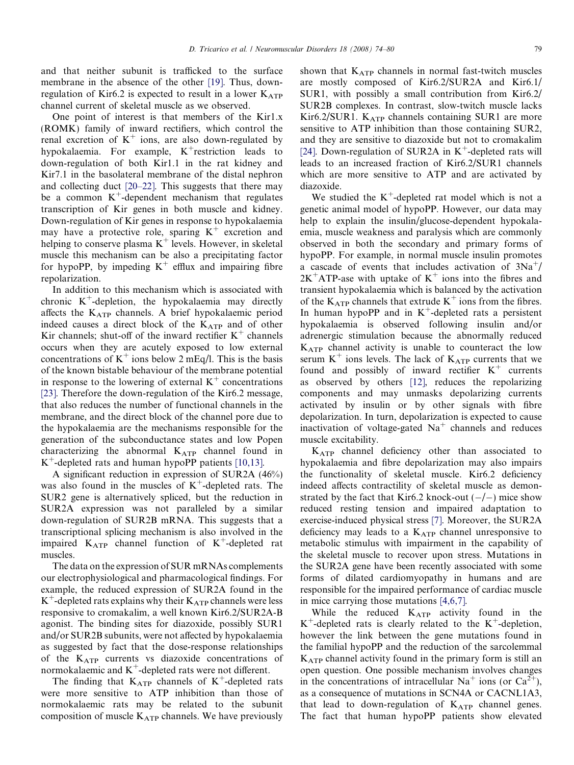and that neither subunit is trafficked to the surface membrane in the absence of the other [19]. Thus, down-regulation of Kir6.2 is expected to result in a lower $K_{ATP}$ channel current of skeletal muscle as we observed.

One point of interest is that members of the Kir1.x (ROMK) family of inward rectifiers, which control the renal excretion of $K^+$ ions, are also down-regulated by hypokalaemia. For example, $K^+$restriction leads to down-regulation of both Kir1.1 in the rat kidney and Kir7.1 in the basolateral membrane of the distal nephron and collecting duct [20–22]. This suggests that there may be a common $K^+$-dependent mechanism that regulates transcription of Kir genes in both muscle and kidney. Down-regulation of Kir genes in response to hypokalaemia may have a protective role, sparing $K^+$ excretion and helping to conserve plasma $K^+$ levels. However, in skeletal muscle this mechanism can be also a precipitating factor for hypoPP, by impeding $K^+$ efflux and impairing fibre repolarization.

In addition to this mechanism which is associated with chronic $K^+$-depletion, the hypokalaemia may directly affects the $K_{ATP}$ channels. A brief hypokalaemic period indeed causes a direct block of the $K_{ATP}$ and of other Kir channels; shut-off of the inward rectifier $K^+$ channels occurs when they are acutely exposed to low external concentrations of $K^+$ ions below 2 mEq/l. This is the basis of the known bistable behaviour of the membrane potential in response to the lowering of external $K^+$ concentrations [23]. Therefore the down-regulation of the Kir6.2 message, that also reduces the number of functional channels in the membrane, and the direct block of the channel pore due to the hypokalaemia are the mechanisms responsible for the generation of the subconductance states and low Popen characterizing the abnormal $K_{ATP}$ channel found in $K^+$-depleted rats and human hypoPP patients [10,13].

A significant reduction in expression of SUR2A (46%) was also found in the muscles of $K^+$-depleted rats. The SUR2 gene is alternatively spliced, but the reduction in SUR2A expression was not paralleled by a similar down-regulation of SUR2B mRNA. This suggests that a transcriptional splicing mechanism is also involved in the impaired $K_{ATP}$ channel function of $K^+$-depleted rat muscles.

The data on the expression of SUR mRNAs complements our electrophysiological and pharmacological findings. For example, the reduced expression of SUR2A found in the $K^+$-depleted rats explains why their $K_{ATP}$ channels were less responsive to cromakalim, a well known Kir6.2/SUR2A-B agonist. The binding sites for diazoxide, possibly SUR1 and/or SUR2B subunits, were not affected by hypokalaemia as suggested by fact that the dose-response relationships of the $K_{ATP}$ currents vs diazoxide concentrations of normokalaemic and $K^+$-depleted rats were not different.

The finding that $K_{ATP}$ channels of $K^+$-depleted rats were more sensitive to ATP inhibition than those of normokalaemic rats may be related to the subunit composition of muscle $K_{ATP}$ channels. We have previously shown that $K_{ATP}$ channels in normal fast-twitch muscles are mostly composed of Kir6.2/SUR2A and Kir6.1/SUR1, with possibly a small contribution from Kir6.2/SUR2B complexes. In contrast, slow-twitch muscle lacks Kir6.2/SUR1. $K_{ATP}$ channels containing SUR1 are more sensitive to ATP inhibition than those containing SUR2, and they are sensitive to diazoxide but not to cromakalim [24]. Down-regulation of SUR2A in $K^+$-depleted rats will leads to an increased fraction of Kir6.2/SUR1 channels which are more sensitive to ATP and are activated by diazoxide.

We studied the $K^+$-depleted rat model which is not a genetic animal model of hypoPP. However, our data may help to explain the insulin/glucose-dependent hypokalaemia, muscle weakness and paralysis which are commonly observed in both the secondary and primary forms of hypoPP. For example, in normal muscle insulin promotes a cascade of events that includes activation of $3Na^+$/$2K^+$ATP-ase with uptake of $K^+$ ions into the fibres and transient hypokalaemia which is balanced by the activation of the $K_{ATP}$ channels that extrude $K^+$ ions from the fibres. In human hypoPP and in $K^+$-depleted rats a persistent hypokalaemia is observed following insulin and/or adrenergic stimulation because the abnormally reduced $K_{ATP}$ channel activity is unable to counteract the low serum $K^+$ ions levels. The lack of $K_{ATP}$ currents that we found and possibly of inward rectifier $K^+$ currents as observed by others [12], reduces the repolarizing components and may unmasks depolarizing currents activated by insulin or by other signals with fibre depolarization. In turn, depolarization is expected to cause inactivation of voltage-gated $Na^+$ channels and reduces muscle excitability.

$K_{ATP}$ channel deficiency other than associated to hypokalaemia and fibre depolarization may also impairs the functionality of skeletal muscle. Kir6.2 deficiency indeed affects contractility of skeletal muscle as demonstrated by the fact that Kir6.2 knock-out (−/−) mice show reduced resting tension and impaired adaptation to exercise-induced physical stress [7]. Moreover, the SUR2A deficiency may leads to a $K_{ATP}$ channel unresponsive to metabolic stimulus with impairment in the capability of the skeletal muscle to recover upon stress. Mutations in the SUR2A gene have been recently associated with some forms of dilated cardiomyopathy in humans and are responsible for the impaired performance of cardiac muscle in mice carrying those mutations [4,6,7].

While the reduced $K_{ATP}$ activity found in the $K^+$-depleted rats is clearly related to the $K^+$-depletion, however the link between the gene mutations found in the familial hypoPP and the reduction of the sarcolemmal $K_{ATP}$ channel activity found in the primary form is still an open question. One possible mechanism involves changes in the concentrations of intracellular $Na^+$ ions (or $Ca^{2+}$), as a consequence of mutations in SCN4A or CACNL1A3, that lead to down-regulation of $K_{ATP}$ channel genes. The fact that human hypoPP patients show elevated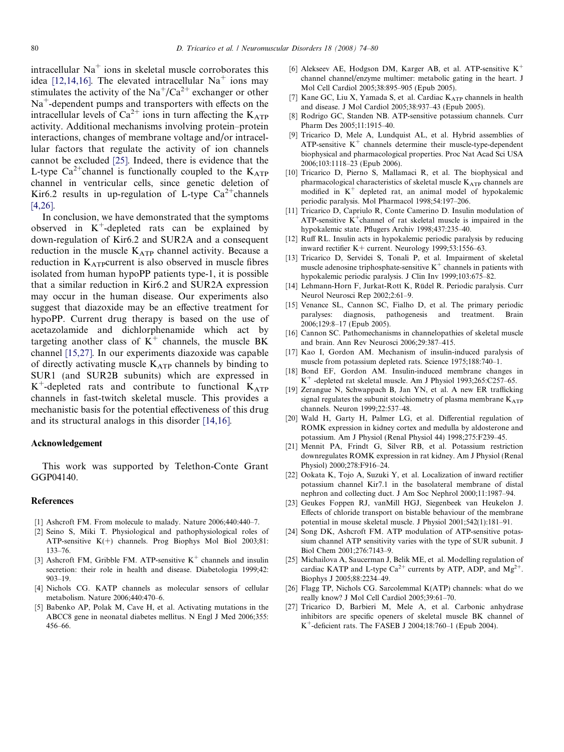intracellular $Na^+$ ions in skeletal muscle corroborates this idea [12,14,16]. The elevated intracellular $Na^+$ ions may stimulates the activity of the $Na^+/Ca^{2+}$ exchanger or other $Na^+$-dependent pumps and transporters with effects on the intracellular levels of $Ca^{2+}$ ions in turn affecting the $K_{ATP}$ activity. Additional mechanisms involving protein–protein interactions, changes of membrane voltage and/or intracellular factors that regulate the activity of ion channels cannot be excluded [25]. Indeed, there is evidence that the L-type $Ca^{2+}$channel is functionally coupled to the $K_{ATP}$ channel in ventricular cells, since genetic deletion of Kir6.2 results in up-regulation of L-type $Ca^{2+}$channels [4,26].

In conclusion, we have demonstrated that the symptoms observed in $K^+$-depleted rats can be explained by down-regulation of Kir6.2 and SUR2A and a consequent reduction in the muscle $K_{ATP}$ channel activity. Because a reduction in $K_{ATP}$current is also observed in muscle fibres isolated from human hypoPP patients type-1, it is possible that a similar reduction in Kir6.2 and SUR2A expression may occur in the human disease. Our experiments also suggest that diazoxide may be an effective treatment for hypoPP. Current drug therapy is based on the use of acetazolamide and dichlorphenamide which act by targeting another class of $K^+$ channels, the muscle BK channel [15,27]. In our experiments diazoxide was capable of directly activating muscle $K_{ATP}$ channels by binding to SUR1 (and SUR2B subunits) which are expressed in $K^+$-depleted rats and contribute to functional $K_{ATP}$ channels in fast-twitch skeletal muscle. This provides a mechanistic basis for the potential effectiveness of this drug and its structural analogs in this disorder [14,16].

## Acknowledgement

This work was supported by Telethon-Conte Grant GGP04140.

## References

[1] Ashcroft FM. From molecule to malady. Nature 2006;440:440–7.

[2] Seino S, Miki T. Physiological and pathophysiological roles of ATP-sensitive K(+) channels. Prog Biophys Mol Biol 2003;81: 133–76.

[3] Ashcroft FM, Gribble FM. ATP-sensitive $K^+$ channels and insulin secretion: their role in health and disease. Diabetologia 1999;42: 903–19.

[4] Nichols CG. KATP channels as molecular sensors of cellular metabolism. Nature 2006;440:470–6.

[5] Babenko AP, Polak M, Cave H, et al. Activating mutations in the ABCC8 gene in neonatal diabetes mellitus. N Engl J Med 2006;355: 456–66.

[6] Alekseev AE, Hodgson DM, Karger AB, et al. ATP-sensitive $K^+$ channel channel/enzyme multimer: metabolic gating in the heart. J Mol Cell Cardiol 2005;38:895–905 (Epub 2005).

[7] Kane GC, Liu X, Yamada S, et al. Cardiac $K_{ATP}$ channels in health and disease. J Mol Cardiol 2005;38:937–43 (Epub 2005).

[8] Rodrigo GC, Standen NB. ATP-sensitive potassium channels. Curr Pharm Des 2005;11:1915–40.

[9] Tricarico D, Mele A, Lundquist AL, et al. Hybrid assemblies of ATP-sensitive $K^+$ channels determine their muscle-type-dependent biophysical and pharmacological properties. Proc Nat Acad Sci USA 2006;103:1118–23 (Epub 2006).

[10] Tricarico D, Pierno S, Mallamaci R, et al. The biophysical and pharmacological characteristics of skeletal muscle $K_{ATP}$ channels are modified in $K^+$ depleted rat, an animal model of hypokalemic periodic paralysis. Mol Pharmacol 1998;54:197–206.

[11] Tricarico D, Capriulo R, Conte Camerino D. Insulin modulation of ATP-sensitive $K^+$channel of rat skeletal muscle is impaired in the hypokalemic state. Pflugers Archiv 1998;437:235–40.

[12] Ruff RL. Insulin acts in hypokalemic periodic paralysis by reducing inward rectifier K+ current. Neurology 1999;53:1556–63.

[13] Tricarico D, Servidei S, Tonali P, et al. Impairment of skeletal muscle adenosine triphosphate-sensitive $K^+$ channels in patients with hypokalemic periodic paralysis. J Clin Inv 1999;103:675–82.

[14] Lehmann-Horn F, Jurkat-Rott K, Rüdel R. Periodic paralysis. Curr Neurol Neurosci Rep 2002;2:61–9.

[15] Venance SL, Cannon SC, Fialho D, et al. The primary periodic paralyses: diagnosis, pathogenesis and treatment. Brain 2006;129:8–17 (Epub 2005).

[16] Cannon SC. Pathomechanisms in channelopathies of skeletal muscle and brain. Ann Rev Neurosci 2006;29:387–415.

[17] Kao I, Gordon AM. Mechanism of insulin-induced paralysis of muscle from potassium depleted rats. Science 1975;188:740–1.

[18] Bond EF, Gordon AM. Insulin-induced membrane changes in $K^+$ -depleted rat skeletal muscle. Am J Physiol 1993;265:C257–65.

[19] Zerangue N, Schwappach B, Jan YN, et al. A new ER trafficking signal regulates the subunit stoichiometry of plasma membrane $K_{ATP}$ channels. Neuron 1999;22:537–48.

[20] Wald H, Garty H, Palmer LG, et al. Differential regulation of ROMK expression in kidney cortex and medulla by aldosterone and potassium. Am J Physiol (Renal Physiol 44) 1998;275:F239–45.

[21] Mennit PA, Frindt G, Silver RB, et al. Potassium restriction downregulates ROMK expression in rat kidney. Am J Physiol (Renal Physiol) 2000;278:F916–24.

[22] Ookata K, Tojo A, Suzuki Y, et al. Localization of inward rectifier potassium channel Kir7.1 in the basolateral membrane of distal nephron and collecting duct. J Am Soc Nephrol 2000;11:1987–94.

[23] Geukes Foppen RJ, vanMill HGJ, Siegenbeek van Heukelon J. Effects of chloride transport on bistable behaviour of the membrane potential in mouse skeletal muscle. J Physiol 2001;542(1):181–91.

[24] Song DK, Ashcroft FM. ATP modulation of ATP-sensitive potassium channel ATP sensitivity varies with the type of SUR subunit. J Biol Chem 2001;276:7143–9.

[25] Michailova A, Saucerman J, Belik ME, et al. Modelling regulation of cardiac KATP and L-type $Ca^{2+}$ currents by ATP, ADP, and $Mg^{2+}$. Biophys J 2005;88:2234–49.

[26] Flagg TP, Nichols CG. Sarcolemmal K(ATP) channels: what do we really know? J Mol Cell Cardiol 2005;39:61–70.

[27] Tricarico D, Barbieri M, Mele A, et al. Carbonic anhydrase inhibitors are specific openers of skeletal muscle BK channel of $K^+$-deficient rats. The FASEB J 2004;18:760–1 (Epub 2004).